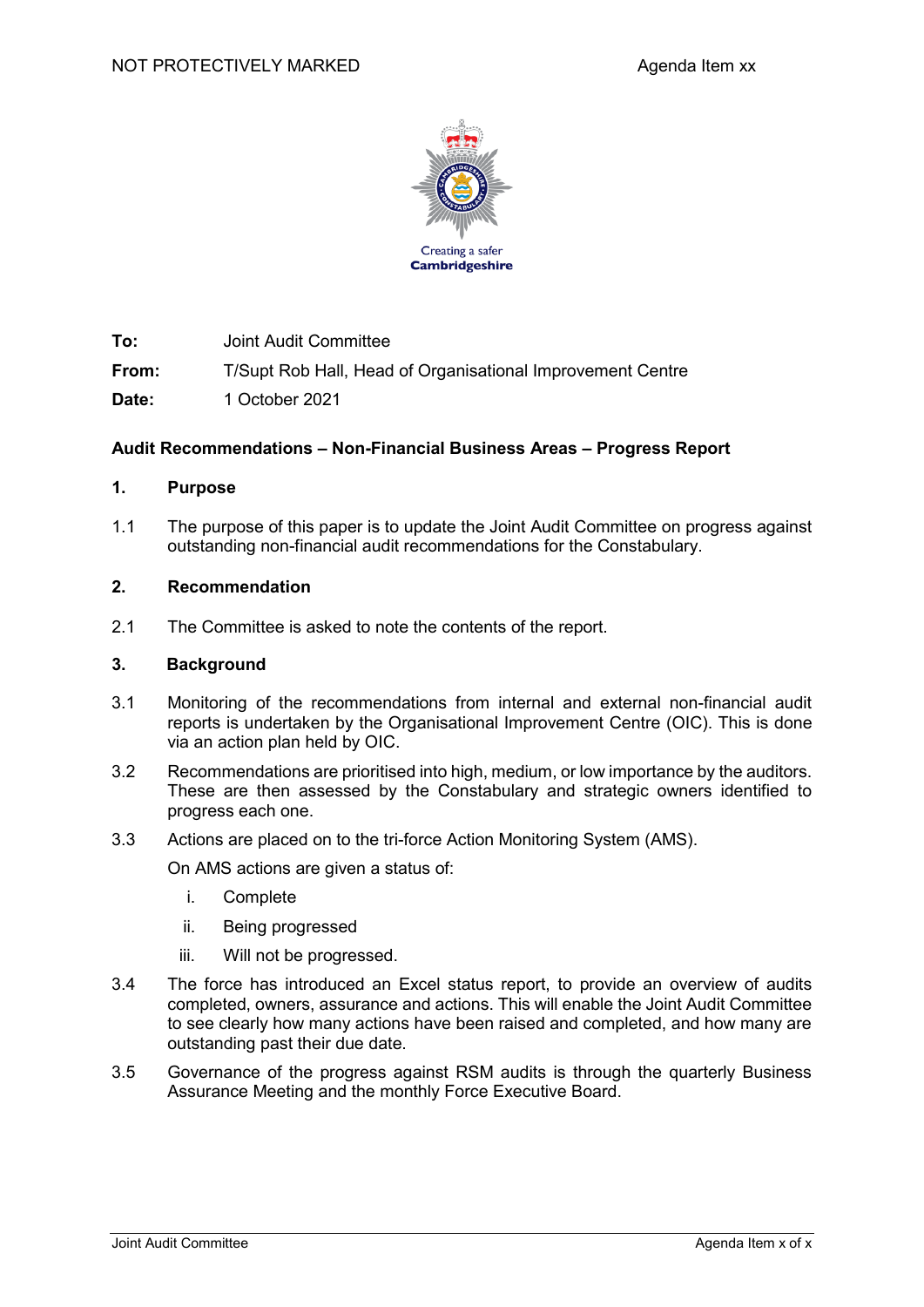NOT PROTECTIVELY MARKED

Agenda Item xx

Creating a safer
**Cambridgeshire**

**To:** Joint Audit Committee

**From:** T/Supt Rob Hall, Head of Organisational Improvement Centre

**Date:** 1 October 2021

**Audit Recommendations – Non-Financial Business Areas – Progress Report**

## 1. Purpose

1.1 The purpose of this paper is to update the Joint Audit Committee on progress against outstanding non-financial audit recommendations for the Constabulary.

## 2. Recommendation

2.1 The Committee is asked to note the contents of the report.

## 3. Background

3.1 Monitoring of the recommendations from internal and external non-financial audit reports is undertaken by the Organisational Improvement Centre (OIC). This is done via an action plan held by OIC.

3.2 Recommendations are prioritised into high, medium, or low importance by the auditors. These are then assessed by the Constabulary and strategic owners identified to progress each one.

3.3 Actions are placed on to the tri-force Action Monitoring System (AMS).

On AMS actions are given a status of:

i. Complete
ii. Being progressed
iii. Will not be progressed.

3.4 The force has introduced an Excel status report, to provide an overview of audits completed, owners, assurance and actions. This will enable the Joint Audit Committee to see clearly how many actions have been raised and completed, and how many are outstanding past their due date.

3.5 Governance of the progress against RSM audits is through the quarterly Business Assurance Meeting and the monthly Force Executive Board.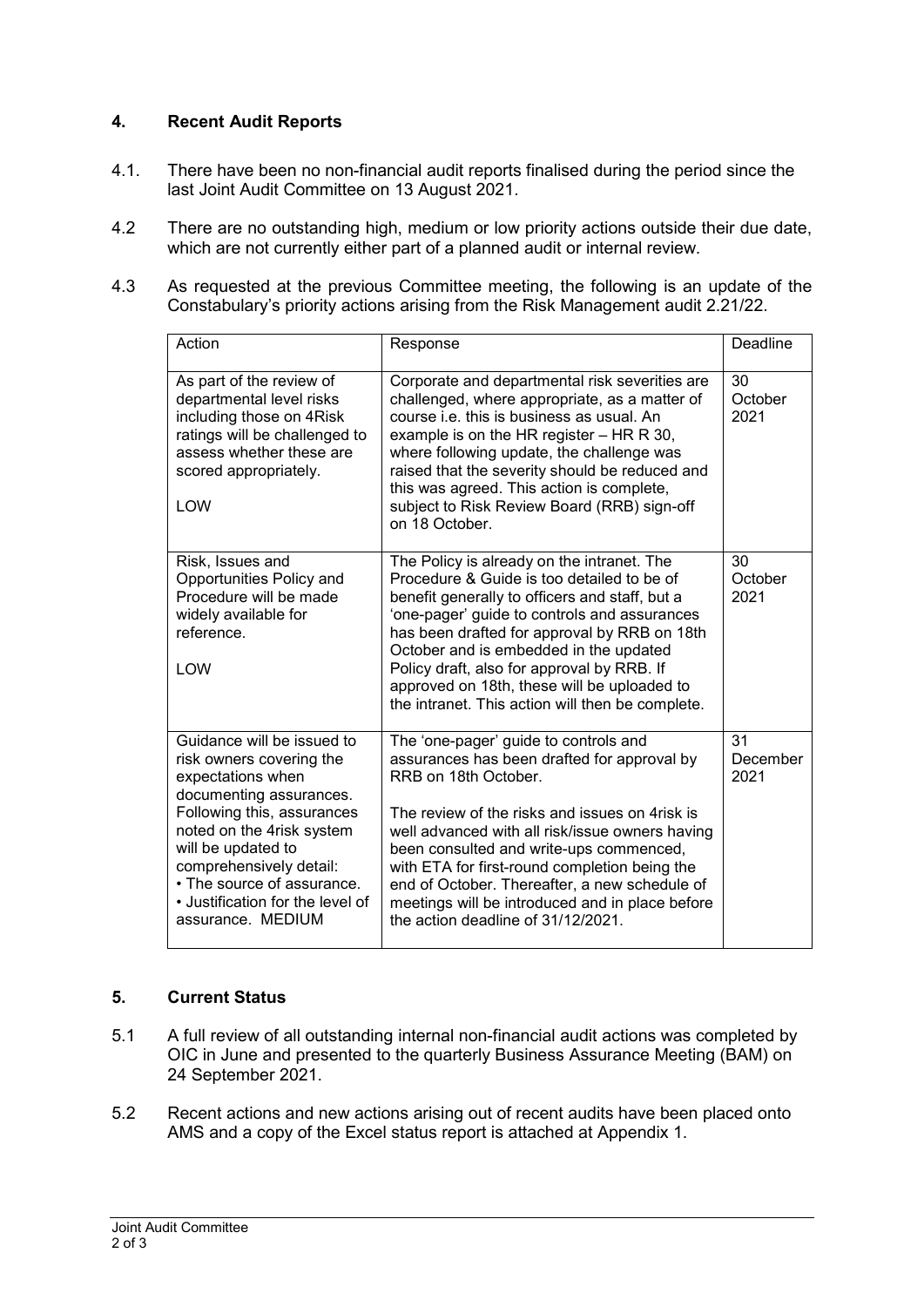## 4. Recent Audit Reports

4.1. There have been no non-financial audit reports finalised during the period since the last Joint Audit Committee on 13 August 2021.

4.2 There are no outstanding high, medium or low priority actions outside their due date, which are not currently either part of a planned audit or internal review.

4.3 As requested at the previous Committee meeting, the following is an update of the Constabulary's priority actions arising from the Risk Management audit 2.21/22.

| Action | Response | Deadline |
|---|---|---|
| As part of the review of departmental level risks including those on 4Risk ratings will be challenged to assess whether these are scored appropriately.<br><br>LOW | Corporate and departmental risk severities are challenged, where appropriate, as a matter of course i.e. this is business as usual. An example is on the HR register – HR R 30, where following update, the challenge was raised that the severity should be reduced and this was agreed. This action is complete, subject to Risk Review Board (RRB) sign-off on 18 October. | 30 October 2021 |
| Risk, Issues and Opportunities Policy and Procedure will be made widely available for reference.<br><br>LOW | The Policy is already on the intranet. The Procedure & Guide is too detailed to be of benefit generally to officers and staff, but a 'one-pager' guide to controls and assurances has been drafted for approval by RRB on 18th October and is embedded in the updated Policy draft, also for approval by RRB. If approved on 18th, these will be uploaded to the intranet. This action will then be complete. | 30 October 2021 |
| Guidance will be issued to risk owners covering the expectations when documenting assurances. Following this, assurances noted on the 4risk system will be updated to comprehensively detail:<br>• The source of assurance.<br>• Justification for the level of assurance. MEDIUM | The 'one-pager' guide to controls and assurances has been drafted for approval by RRB on 18th October.<br><br>The review of the risks and issues on 4risk is well advanced with all risk/issue owners having been consulted and write-ups commenced, with ETA for first-round completion being the end of October. Thereafter, a new schedule of meetings will be introduced and in place before the action deadline of 31/12/2021. | 31 December 2021 |

## 5. Current Status

5.1 A full review of all outstanding internal non-financial audit actions was completed by OIC in June and presented to the quarterly Business Assurance Meeting (BAM) on 24 September 2021.

5.2 Recent actions and new actions arising out of recent audits have been placed onto AMS and a copy of the Excel status report is attached at Appendix 1.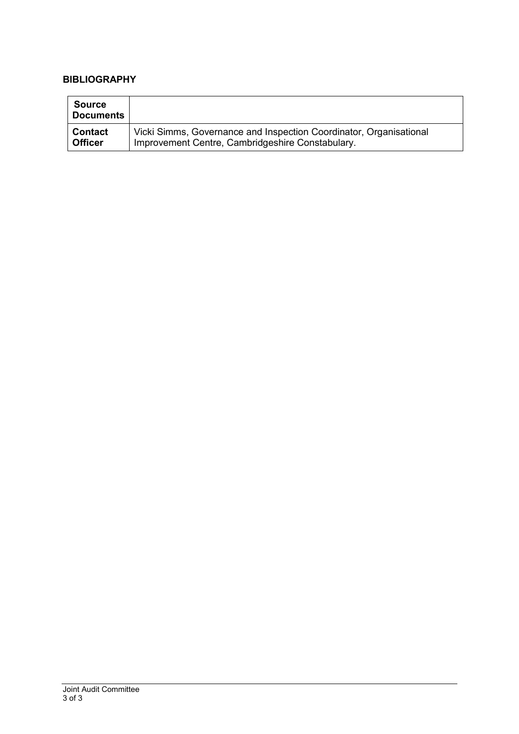**BIBLIOGRAPHY**

| | |
|---|---|
| **Source Documents** | |
| **Contact Officer** | Vicki Simms, Governance and Inspection Coordinator, Organisational Improvement Centre, Cambridgeshire Constabulary. |